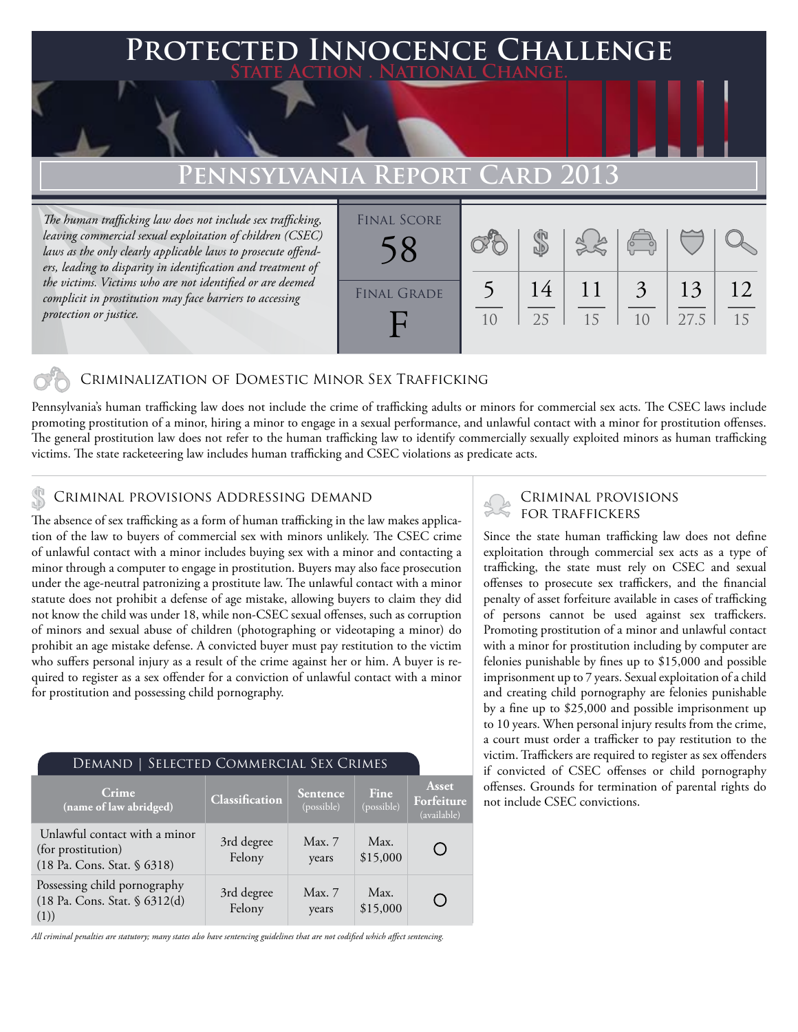# Protected Innocence Challenge

State Action . National Change.

## Pennsylvania Report Card 2013

*The human trafficking law does not include sex trafficking, leaving commercial sexual exploitation of children (CSEC) laws as the only clearly applicable laws to prosecute offenders, leading to disparity in identification and treatment of the victims. Victims who are not identified or are deemed complicit in prostitution may face barriers to accessing protection or justice.*

**Final Score:** 58

**Final Grade:** F

| Criminalization of Domestic Minor Sex Trafficking | Criminal Provisions Addressing Demand | Criminal Provisions for Traffickers | Criminal Provisions for Facilitators | Protective Provisions for the Child Victims | Criminal Justice Tools for Investigation and Prosecution |
|---|---|---|---|---|---|
| 5/10 | 14/25 | 11/15 | 3/10 | 13/27.5 | 12/15 |

### Criminalization of Domestic Minor Sex Trafficking

Pennsylvania's human trafficking law does not include the crime of trafficking adults or minors for commercial sex acts. The CSEC laws include promoting prostitution of a minor, hiring a minor to engage in a sexual performance, and unlawful contact with a minor for prostitution offenses. The general prostitution law does not refer to the human trafficking law to identify commercially sexually exploited minors as human trafficking victims. The state racketeering law includes human trafficking and CSEC violations as predicate acts.

### Criminal provisions Addressing demand

The absence of sex trafficking as a form of human trafficking in the law makes application of the law to buyers of commercial sex with minors unlikely. The CSEC crime of unlawful contact with a minor includes buying sex with a minor and contacting a minor through a computer to engage in prostitution. Buyers may also face prosecution under the age-neutral patronizing a prostitute law. The unlawful contact with a minor statute does not prohibit a defense of age mistake, allowing buyers to claim they did not know the child was under 18, while non-CSEC sexual offenses, such as corruption of minors and sexual abuse of children (photographing or videotaping a minor) do prohibit an age mistake defense. A convicted buyer must pay restitution to the victim who suffers personal injury as a result of the crime against her or him. A buyer is required to register as a sex offender for a conviction of unlawful contact with a minor for prostitution and possessing child pornography.

#### Demand | Selected Commercial Sex Crimes

| Crime (name of law abridged) | Classification | Sentence (possible) | Fine (possible) | Asset Forfeiture (available) |
|---|---|---|---|---|
| Unlawful contact with a minor (for prostitution) (18 Pa. Cons. Stat. § 6318) | 3rd degree Felony | Max. 7 years | Max. $15,000 | ○ |
| Possessing child pornography (18 Pa. Cons. Stat. § 6312(d)(1)) | 3rd degree Felony | Max. 7 years | Max. $15,000 | ○ |

*All criminal penalties are statutory; many states also have sentencing guidelines that are not codified which affect sentencing.*

### Criminal provisions for traffickers

Since the state human trafficking law does not define exploitation through commercial sex acts as a type of trafficking, the state must rely on CSEC and sexual offenses to prosecute sex traffickers, and the financial penalty of asset forfeiture available in cases of trafficking of persons cannot be used against sex traffickers. Promoting prostitution of a minor and unlawful contact with a minor for prostitution including by computer are felonies punishable by fines up to $15,000 and possible imprisonment up to 7 years. Sexual exploitation of a child and creating child pornography are felonies punishable by a fine up to $25,000 and possible imprisonment up to 10 years. When personal injury results from the crime, a court must order a trafficker to pay restitution to the victim. Traffickers are required to register as sex offenders if convicted of CSEC offenses or child pornography offenses. Grounds for termination of parental rights do not include CSEC convictions.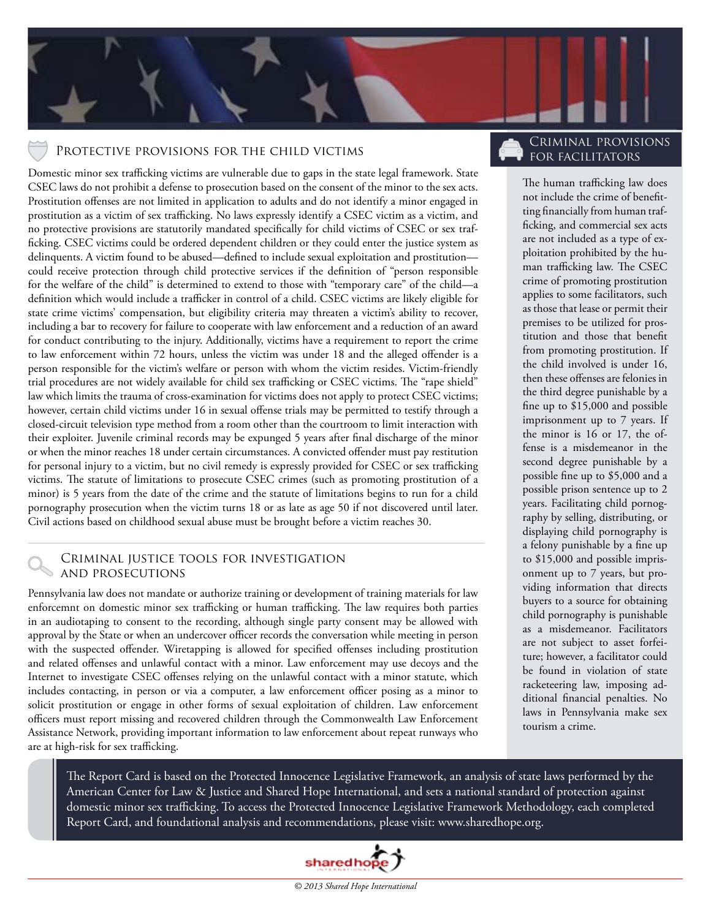## Protective provisions for the child victims

Domestic minor sex trafficking victims are vulnerable due to gaps in the state legal framework. State CSEC laws do not prohibit a defense to prosecution based on the consent of the minor to the sex acts. Prostitution offenses are not limited in application to adults and do not identify a minor engaged in prostitution as a victim of sex trafficking. No laws expressly identify a CSEC victim as a victim, and no protective provisions are statutorily mandated specifically for child victims of CSEC or sex trafficking. CSEC victims could be ordered dependent children or they could enter the justice system as delinquents. A victim found to be abused—defined to include sexual exploitation and prostitution—could receive protection through child protective services if the definition of "person responsible for the welfare of the child" is determined to extend to those with "temporary care" of the child—a definition which would include a trafficker in control of a child. CSEC victims are likely eligible for state crime victims' compensation, but eligibility criteria may threaten a victim's ability to recover, including a bar to recovery for failure to cooperate with law enforcement and a reduction of an award for conduct contributing to the injury. Additionally, victims have a requirement to report the crime to law enforcement within 72 hours, unless the victim was under 18 and the alleged offender is a person responsible for the victim's welfare or person with whom the victim resides. Victim-friendly trial procedures are not widely available for child sex trafficking or CSEC victims. The "rape shield" law which limits the trauma of cross-examination for victims does not apply to protect CSEC victims; however, certain child victims under 16 in sexual offense trials may be permitted to testify through a closed-circuit television type method from a room other than the courtroom to limit interaction with their exploiter. Juvenile criminal records may be expunged 5 years after final discharge of the minor or when the minor reaches 18 under certain circumstances. A convicted offender must pay restitution for personal injury to a victim, but no civil remedy is expressly provided for CSEC or sex trafficking victims. The statute of limitations to prosecute CSEC crimes (such as promoting prostitution of a minor) is 5 years from the date of the crime and the statute of limitations begins to run for a child pornography prosecution when the victim turns 18 or as late as age 50 if not discovered until later. Civil actions based on childhood sexual abuse must be brought before a victim reaches 30.

## Criminal justice tools for investigation and prosecutions

Pennsylvania law does not mandate or authorize training or development of training materials for law enforcemnt on domestic minor sex trafficking or human trafficking. The law requires both parties in an audiotaping to consent to the recording, although single party consent may be allowed with approval by the State or when an undercover officer records the conversation while meeting in person with the suspected offender. Wiretapping is allowed for specified offenses including prostitution and related offenses and unlawful contact with a minor. Law enforcement may use decoys and the Internet to investigate CSEC offenses relying on the unlawful contact with a minor statute, which includes contacting, in person or via a computer, a law enforcement officer posing as a minor to solicit prostitution or engage in other forms of sexual exploitation of children. Law enforcement officers must report missing and recovered children through the Commonwealth Law Enforcement Assistance Network, providing important information to law enforcement about repeat runways who are at high-risk for sex trafficking.

## Criminal provisions for facilitators

The human trafficking law does not include the crime of benefitting financially from human trafficking, and commercial sex acts are not included as a type of exploitation prohibited by the human trafficking law. The CSEC crime of promoting prostitution applies to some facilitators, such as those that lease or permit their premises to be utilized for prostitution and those that benefit from promoting prostitution. If the child involved is under 16, then these offenses are felonies in the third degree punishable by a fine up to $15,000 and possible imprisonment up to 7 years. If the minor is 16 or 17, the offense is a misdemeanor in the second degree punishable by a possible fine up to $5,000 and a possible prison sentence up to 2 years. Facilitating child pornography by selling, distributing, or displaying child pornography is a felony punishable by a fine up to $15,000 and possible imprisonment up to 7 years, but providing information that directs buyers to a source for obtaining child pornography is punishable as a misdemeanor. Facilitators are not subject to asset forfeiture; however, a facilitator could be found in violation of state racketeering law, imposing additional financial penalties. No laws in Pennsylvania make sex tourism a crime.

The Report Card is based on the Protected Innocence Legislative Framework, an analysis of state laws performed by the American Center for Law & Justice and Shared Hope International, and sets a national standard of protection against domestic minor sex trafficking. To access the Protected Innocence Legislative Framework Methodology, each completed Report Card, and foundational analysis and recommendations, please visit: www.sharedhope.org.

*© 2013 Shared Hope International*